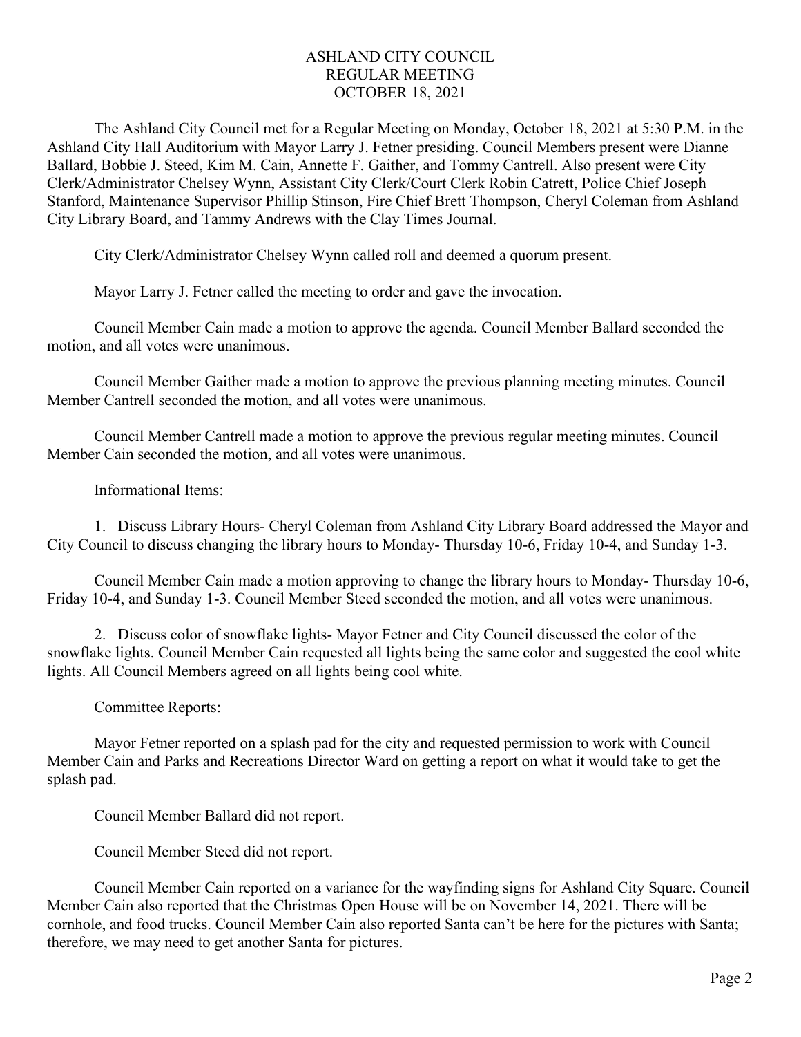# ASHLAND CITY COUNCIL
## REGULAR MEETING
## OCTOBER 18, 2021

The Ashland City Council met for a Regular Meeting on Monday, October 18, 2021 at 5:30 P.M. in the Ashland City Hall Auditorium with Mayor Larry J. Fetner presiding. Council Members present were Dianne Ballard, Bobbie J. Steed, Kim M. Cain, Annette F. Gaither, and Tommy Cantrell. Also present were City Clerk/Administrator Chelsey Wynn, Assistant City Clerk/Court Clerk Robin Catrett, Police Chief Joseph Stanford, Maintenance Supervisor Phillip Stinson, Fire Chief Brett Thompson, Cheryl Coleman from Ashland City Library Board, and Tammy Andrews with the Clay Times Journal.

City Clerk/Administrator Chelsey Wynn called roll and deemed a quorum present.

Mayor Larry J. Fetner called the meeting to order and gave the invocation.

Council Member Cain made a motion to approve the agenda. Council Member Ballard seconded the motion, and all votes were unanimous.

Council Member Gaither made a motion to approve the previous planning meeting minutes. Council Member Cantrell seconded the motion, and all votes were unanimous.

Council Member Cantrell made a motion to approve the previous regular meeting minutes. Council Member Cain seconded the motion, and all votes were unanimous.

Informational Items:

1. Discuss Library Hours- Cheryl Coleman from Ashland City Library Board addressed the Mayor and City Council to discuss changing the library hours to Monday- Thursday 10-6, Friday 10-4, and Sunday 1-3.

Council Member Cain made a motion approving to change the library hours to Monday- Thursday 10-6, Friday 10-4, and Sunday 1-3. Council Member Steed seconded the motion, and all votes were unanimous.

2. Discuss color of snowflake lights- Mayor Fetner and City Council discussed the color of the snowflake lights. Council Member Cain requested all lights being the same color and suggested the cool white lights. All Council Members agreed on all lights being cool white.

Committee Reports:

Mayor Fetner reported on a splash pad for the city and requested permission to work with Council Member Cain and Parks and Recreations Director Ward on getting a report on what it would take to get the splash pad.

Council Member Ballard did not report.

Council Member Steed did not report.

Council Member Cain reported on a variance for the wayfinding signs for Ashland City Square. Council Member Cain also reported that the Christmas Open House will be on November 14, 2021. There will be cornhole, and food trucks. Council Member Cain also reported Santa can't be here for the pictures with Santa; therefore, we may need to get another Santa for pictures.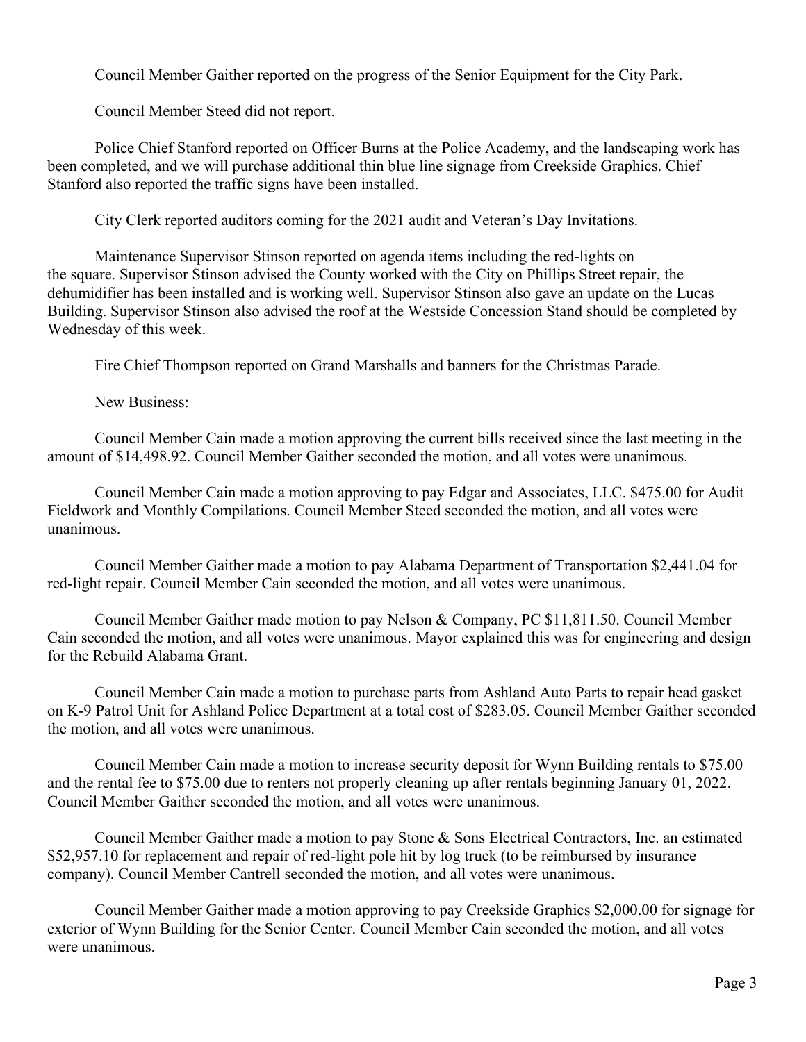Council Member Gaither reported on the progress of the Senior Equipment for the City Park.

Council Member Steed did not report.

Police Chief Stanford reported on Officer Burns at the Police Academy, and the landscaping work has been completed, and we will purchase additional thin blue line signage from Creekside Graphics. Chief Stanford also reported the traffic signs have been installed.

City Clerk reported auditors coming for the 2021 audit and Veteran's Day Invitations.

Maintenance Supervisor Stinson reported on agenda items including the red-lights on the square. Supervisor Stinson advised the County worked with the City on Phillips Street repair, the dehumidifier has been installed and is working well. Supervisor Stinson also gave an update on the Lucas Building. Supervisor Stinson also advised the roof at the Westside Concession Stand should be completed by Wednesday of this week.

Fire Chief Thompson reported on Grand Marshalls and banners for the Christmas Parade.

New Business:

Council Member Cain made a motion approving the current bills received since the last meeting in the amount of $14,498.92. Council Member Gaither seconded the motion, and all votes were unanimous.

Council Member Cain made a motion approving to pay Edgar and Associates, LLC. $475.00 for Audit Fieldwork and Monthly Compilations. Council Member Steed seconded the motion, and all votes were unanimous.

Council Member Gaither made a motion to pay Alabama Department of Transportation $2,441.04 for red-light repair. Council Member Cain seconded the motion, and all votes were unanimous.

Council Member Gaither made motion to pay Nelson & Company, PC $11,811.50. Council Member Cain seconded the motion, and all votes were unanimous. Mayor explained this was for engineering and design for the Rebuild Alabama Grant.

Council Member Cain made a motion to purchase parts from Ashland Auto Parts to repair head gasket on K-9 Patrol Unit for Ashland Police Department at a total cost of $283.05. Council Member Gaither seconded the motion, and all votes were unanimous.

Council Member Cain made a motion to increase security deposit for Wynn Building rentals to $75.00 and the rental fee to $75.00 due to renters not properly cleaning up after rentals beginning January 01, 2022. Council Member Gaither seconded the motion, and all votes were unanimous.

Council Member Gaither made a motion to pay Stone & Sons Electrical Contractors, Inc. an estimated $52,957.10 for replacement and repair of red-light pole hit by log truck (to be reimbursed by insurance company). Council Member Cantrell seconded the motion, and all votes were unanimous.

Council Member Gaither made a motion approving to pay Creekside Graphics $2,000.00 for signage for exterior of Wynn Building for the Senior Center. Council Member Cain seconded the motion, and all votes were unanimous.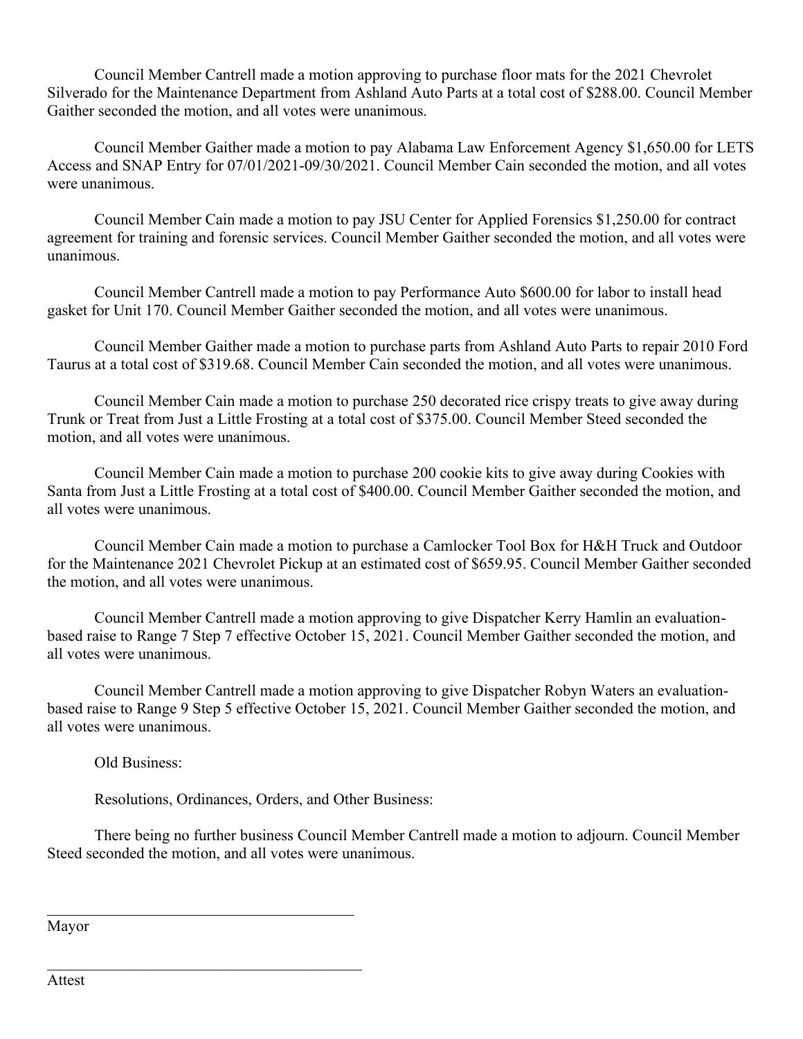Council Member Cantrell made a motion approving to purchase floor mats for the 2021 Chevrolet Silverado for the Maintenance Department from Ashland Auto Parts at a total cost of $288.00. Council Member Gaither seconded the motion, and all votes were unanimous.

Council Member Gaither made a motion to pay Alabama Law Enforcement Agency $1,650.00 for LETS Access and SNAP Entry for 07/01/2021-09/30/2021. Council Member Cain seconded the motion, and all votes were unanimous.

Council Member Cain made a motion to pay JSU Center for Applied Forensics $1,250.00 for contract agreement for training and forensic services. Council Member Gaither seconded the motion, and all votes were unanimous.

Council Member Cantrell made a motion to pay Performance Auto $600.00 for labor to install head gasket for Unit 170. Council Member Gaither seconded the motion, and all votes were unanimous.

Council Member Gaither made a motion to purchase parts from Ashland Auto Parts to repair 2010 Ford Taurus at a total cost of $319.68. Council Member Cain seconded the motion, and all votes were unanimous.

Council Member Cain made a motion to purchase 250 decorated rice crispy treats to give away during Trunk or Treat from Just a Little Frosting at a total cost of $375.00. Council Member Steed seconded the motion, and all votes were unanimous.

Council Member Cain made a motion to purchase 200 cookie kits to give away during Cookies with Santa from Just a Little Frosting at a total cost of $400.00. Council Member Gaither seconded the motion, and all votes were unanimous.

Council Member Cain made a motion to purchase a Camlocker Tool Box for H&H Truck and Outdoor for the Maintenance 2021 Chevrolet Pickup at an estimated cost of $659.95. Council Member Gaither seconded the motion, and all votes were unanimous.

Council Member Cantrell made a motion approving to give Dispatcher Kerry Hamlin an evaluation-based raise to Range 7 Step 7 effective October 15, 2021. Council Member Gaither seconded the motion, and all votes were unanimous.

Council Member Cantrell made a motion approving to give Dispatcher Robyn Waters an evaluation-based raise to Range 9 Step 5 effective October 15, 2021. Council Member Gaither seconded the motion, and all votes were unanimous.

Old Business:

Resolutions, Ordinances, Orders, and Other Business:

There being no further business Council Member Cantrell made a motion to adjourn. Council Member Steed seconded the motion, and all votes were unanimous.

\_\_\_\_\_\_\_\_\_\_\_\_\_\_\_\_\_\_\_\_\_\_\_\_\_\_\_\_\_\_\_\_\_\_\_\_\_\_\_\_

Mayor

\_\_\_\_\_\_\_\_\_\_\_\_\_\_\_\_\_\_\_\_\_\_\_\_\_\_\_\_\_\_\_\_\_\_\_\_\_\_\_\_

Attest